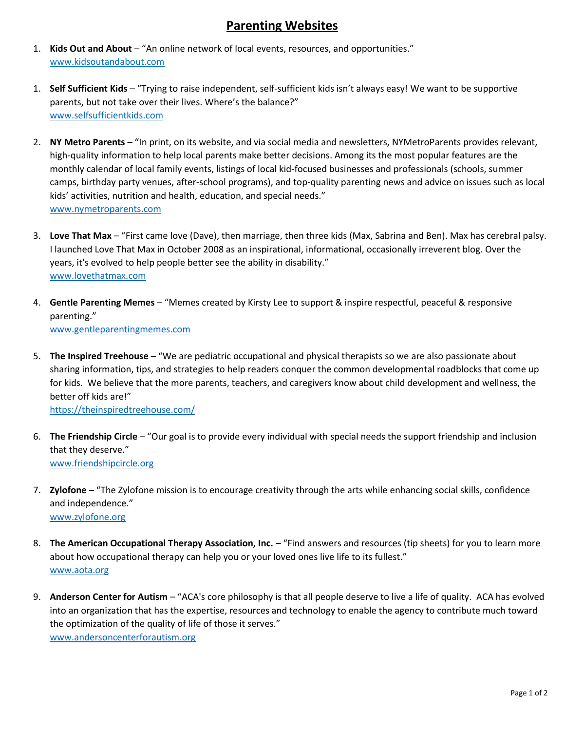# Parenting Websites

1. **Kids Out and About** – "An online network of local events, resources, and opportunities."
   www.kidsoutandabout.com

1. **Self Sufficient Kids** – "Trying to raise independent, self-sufficient kids isn't always easy! We want to be supportive parents, but not take over their lives. Where's the balance?"
   www.selfsufficientkids.com

2. **NY Metro Parents** – "In print, on its website, and via social media and newsletters, NYMetroParents provides relevant, high-quality information to help local parents make better decisions. Among its the most popular features are the monthly calendar of local family events, listings of local kid-focused businesses and professionals (schools, summer camps, birthday party venues, after-school programs), and top-quality parenting news and advice on issues such as local kids' activities, nutrition and health, education, and special needs."
   www.nymetroparents.com

3. **Love That Max** – "First came love (Dave), then marriage, then three kids (Max, Sabrina and Ben). Max has cerebral palsy. I launched Love That Max in October 2008 as an inspirational, informational, occasionally irreverent blog. Over the years, it's evolved to help people better see the ability in disability."
   www.lovethatmax.com

4. **Gentle Parenting Memes** – "Memes created by Kirsty Lee to support & inspire respectful, peaceful & responsive parenting."
   www.gentleparentingmemes.com

5. **The Inspired Treehouse** – "We are pediatric occupational and physical therapists so we are also passionate about sharing information, tips, and strategies to help readers conquer the common developmental roadblocks that come up for kids. We believe that the more parents, teachers, and caregivers know about child development and wellness, the better off kids are!"
   https://theinspiredtreehouse.com/

6. **The Friendship Circle** – "Our goal is to provide every individual with special needs the support friendship and inclusion that they deserve."
   www.friendshipcircle.org

7. **Zylofone** – "The Zylofone mission is to encourage creativity through the arts while enhancing social skills, confidence and independence."
   www.zylofone.org

8. **The American Occupational Therapy Association, Inc.** – "Find answers and resources (tip sheets) for you to learn more about how occupational therapy can help you or your loved ones live life to its fullest."
   www.aota.org

9. **Anderson Center for Autism** – "ACA's core philosophy is that all people deserve to live a life of quality. ACA has evolved into an organization that has the expertise, resources and technology to enable the agency to contribute much toward the optimization of the quality of life of those it serves."
   www.andersoncenterforautism.org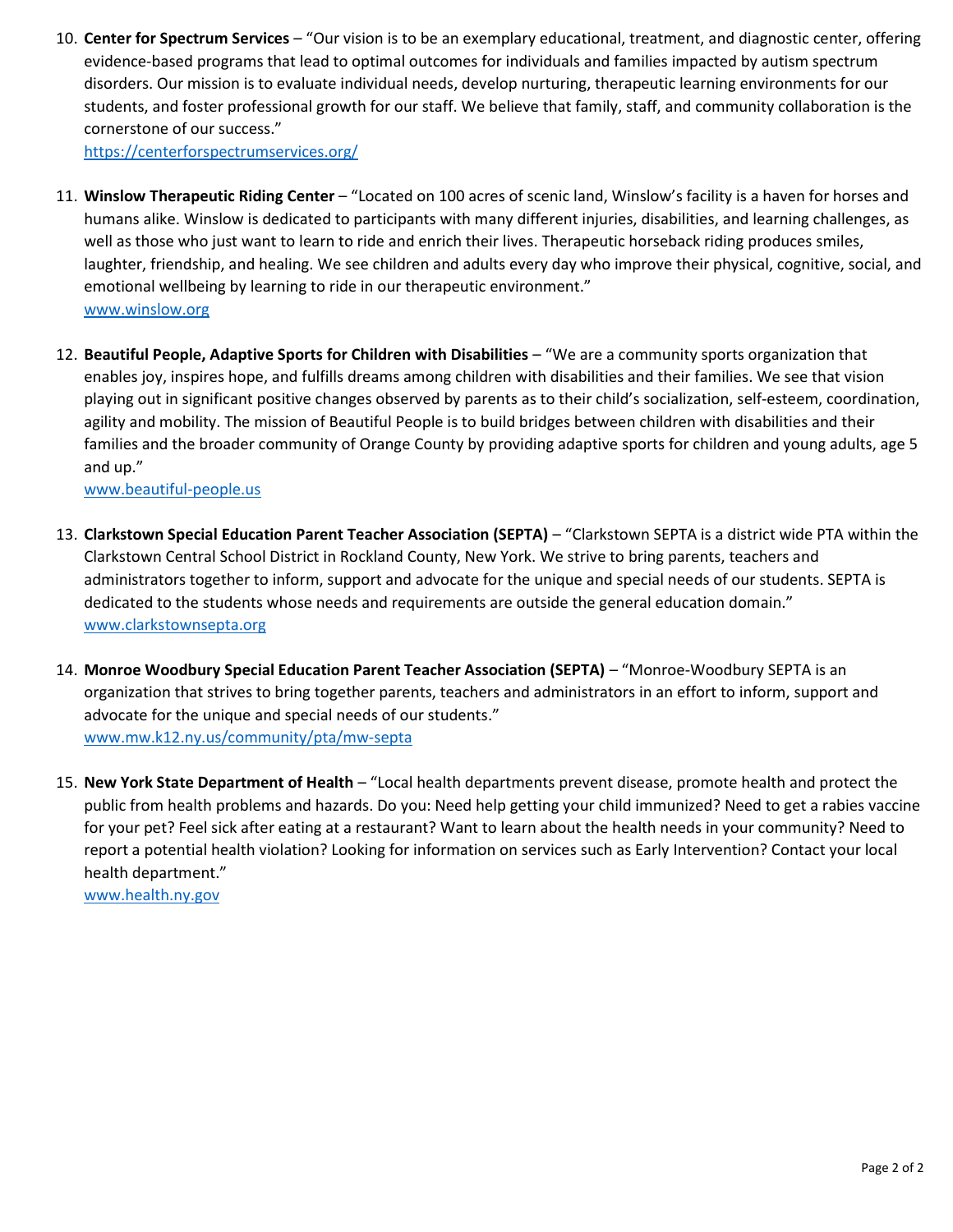10. **Center for Spectrum Services** – "Our vision is to be an exemplary educational, treatment, and diagnostic center, offering evidence-based programs that lead to optimal outcomes for individuals and families impacted by autism spectrum disorders. Our mission is to evaluate individual needs, develop nurturing, therapeutic learning environments for our students, and foster professional growth for our staff. We believe that family, staff, and community collaboration is the cornerstone of our success."
    https://centerforspectrumservices.org/

11. **Winslow Therapeutic Riding Center** – "Located on 100 acres of scenic land, Winslow's facility is a haven for horses and humans alike. Winslow is dedicated to participants with many different injuries, disabilities, and learning challenges, as well as those who just want to learn to ride and enrich their lives. Therapeutic horseback riding produces smiles, laughter, friendship, and healing. We see children and adults every day who improve their physical, cognitive, social, and emotional wellbeing by learning to ride in our therapeutic environment."
    www.winslow.org

12. **Beautiful People, Adaptive Sports for Children with Disabilities** – "We are a community sports organization that enables joy, inspires hope, and fulfills dreams among children with disabilities and their families. We see that vision playing out in significant positive changes observed by parents as to their child's socialization, self-esteem, coordination, agility and mobility. The mission of Beautiful People is to build bridges between children with disabilities and their families and the broader community of Orange County by providing adaptive sports for children and young adults, age 5 and up."
    www.beautiful-people.us

13. **Clarkstown Special Education Parent Teacher Association (SEPTA)** – "Clarkstown SEPTA is a district wide PTA within the Clarkstown Central School District in Rockland County, New York. We strive to bring parents, teachers and administrators together to inform, support and advocate for the unique and special needs of our students. SEPTA is dedicated to the students whose needs and requirements are outside the general education domain."
    www.clarkstownsepta.org

14. **Monroe Woodbury Special Education Parent Teacher Association (SEPTA)** – "Monroe-Woodbury SEPTA is an organization that strives to bring together parents, teachers and administrators in an effort to inform, support and advocate for the unique and special needs of our students."
    www.mw.k12.ny.us/community/pta/mw-septa

15. **New York State Department of Health** – "Local health departments prevent disease, promote health and protect the public from health problems and hazards. Do you: Need help getting your child immunized? Need to get a rabies vaccine for your pet? Feel sick after eating at a restaurant? Want to learn about the health needs in your community? Need to report a potential health violation? Looking for information on services such as Early Intervention? Contact your local health department."
    www.health.ny.gov